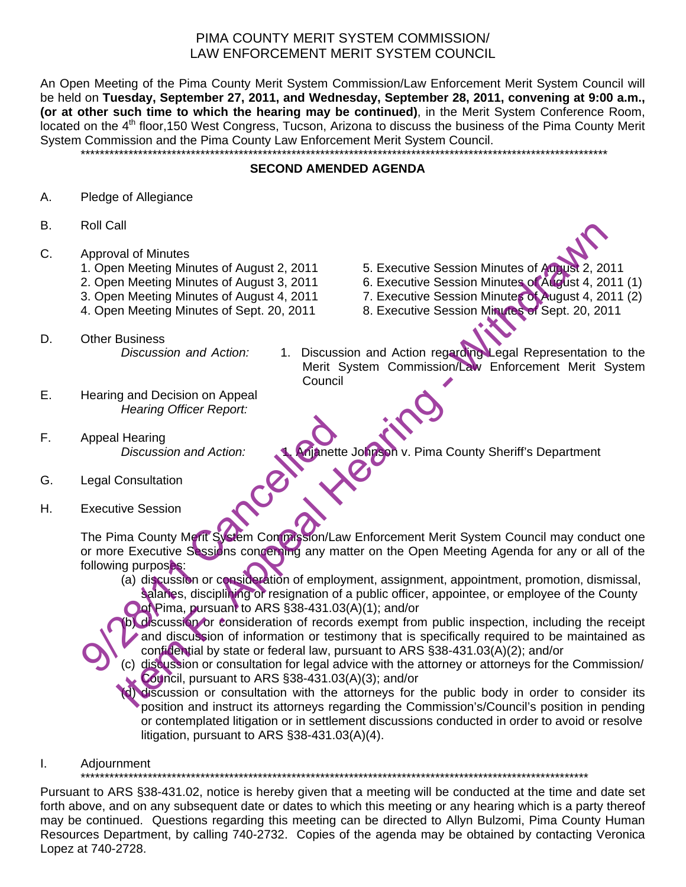# PIMA COUNTY MERIT SYSTEM COMMISSION/
# LAW ENFORCEMENT MERIT SYSTEM COUNCIL

An Open Meeting of the Pima County Merit System Commission/Law Enforcement Merit System Council will be held on **Tuesday, September 27, 2011, and Wednesday, September 28, 2011, convening at 9:00 a.m., (or at other such time to which the hearing may be continued)**, in the Merit System Conference Room, located on the 4th floor,150 West Congress, Tucson, Arizona to discuss the business of the Pima County Merit System Commission and the Pima County Law Enforcement Merit System Council.

\*\*\*\*\*\*\*\*\*\*\*\*\*\*\*\*\*\*\*\*\*\*\*\*\*\*\*\*\*\*\*\*\*\*\*\*\*\*\*\*\*\*\*\*\*\*\*\*\*\*\*\*\*\*\*\*\*\*\*\*\*\*\*\*\*\*\*\*\*\*\*\*\*\*\*\*\*\*\*\*\*\*\*\*\*\*\*\*\*\*\*\*\*\*\*\*\*\*\*\*\*\*\*\*\*\*

## SECOND AMENDED AGENDA

A. Pledge of Allegiance

B. Roll Call

C. Approval of Minutes
   1. Open Meeting Minutes of August 2, 2011
   2. Open Meeting Minutes of August 3, 2011
   3. Open Meeting Minutes of August 4, 2011
   4. Open Meeting Minutes of Sept. 20, 2011
   5. Executive Session Minutes of August 2, 2011
   6. Executive Session Minutes of August 4, 2011 (1)
   7. Executive Session Minutes of August 4, 2011 (2)
   8. Executive Session Minutes of Sept. 20, 2011

D. Other Business
   *Discussion and Action:* 1. Discussion and Action regarding Legal Representation to the Merit System Commission/Law Enforcement Merit System Council

E. Hearing and Decision on Appeal
   *Hearing Officer Report:*

F. Appeal Hearing
   *Discussion and Action:* 1. Anjanette Johnson v. Pima County Sheriff's Department

G. Legal Consultation

H. Executive Session

The Pima County Merit System Commission/Law Enforcement Merit System Council may conduct one or more Executive Sessions concerning any matter on the Open Meeting Agenda for any or all of the following purposes:

(a) discussion or consideration of employment, assignment, appointment, promotion, dismissal, salaries, disciplining or resignation of a public officer, appointee, or employee of the County of Pima, pursuant to ARS §38-431.03(A)(1); and/or
(b) discussion or consideration of records exempt from public inspection, including the receipt and discussion of information or testimony that is specifically required to be maintained as confidential by state or federal law, pursuant to ARS §38-431.03(A)(2); and/or
(c) discussion or consultation for legal advice with the attorney or attorneys for the Commission/Council, pursuant to ARS §38-431.03(A)(3); and/or
(d) discussion or consultation with the attorneys for the public body in order to consider its position and instruct its attorneys regarding the Commission's/Council's position in pending or contemplated litigation or in settlement discussions conducted in order to avoid or resolve litigation, pursuant to ARS §38-431.03(A)(4).

I. Adjournment

\*\*\*\*\*\*\*\*\*\*\*\*\*\*\*\*\*\*\*\*\*\*\*\*\*\*\*\*\*\*\*\*\*\*\*\*\*\*\*\*\*\*\*\*\*\*\*\*\*\*\*\*\*\*\*\*\*\*\*\*\*\*\*\*\*\*\*\*\*\*\*\*\*\*\*\*\*\*\*\*\*\*\*\*\*\*\*\*\*\*\*\*\*\*\*\*\*\*\*\*\*\*\*\*\*\*

Pursuant to ARS §38-431.02, notice is hereby given that a meeting will be conducted at the time and date set forth above, and on any subsequent date or dates to which this meeting or any hearing which is a party thereof may be continued. Questions regarding this meeting can be directed to Allyn Bulzomi, Pima County Human Resources Department, by calling 740-2732. Copies of the agenda may be obtained by contacting Veronica Lopez at 740-2728.

9/28/11 Cancelled

Item F. Appeal Hearing - Withdrawn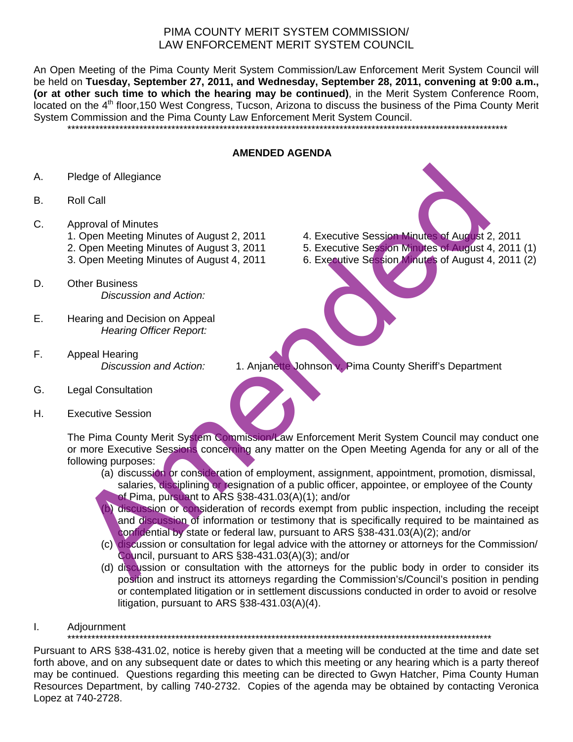PIMA COUNTY MERIT SYSTEM COMMISSION/
LAW ENFORCEMENT MERIT SYSTEM COUNCIL

An Open Meeting of the Pima County Merit System Commission/Law Enforcement Merit System Council will be held on **Tuesday, September 27, 2011, and Wednesday, September 28, 2011, convening at 9:00 a.m., (or at other such time to which the hearing may be continued)**, in the Merit System Conference Room, located on the 4th floor,150 West Congress, Tucson, Arizona to discuss the business of the Pima County Merit System Commission and the Pima County Law Enforcement Merit System Council.

*******************************************************************************************************************

## AMENDED AGENDA

A. Pledge of Allegiance

B. Roll Call

C. Approval of Minutes
   1. Open Meeting Minutes of August 2, 2011
   2. Open Meeting Minutes of August 3, 2011
   3. Open Meeting Minutes of August 4, 2011
   4. Executive Session Minutes of August 2, 2011
   5. Executive Session Minutes of August 4, 2011 (1)
   6. Executive Session Minutes of August 4, 2011 (2)

D. Other Business
   *Discussion and Action:*

E. Hearing and Decision on Appeal
   *Hearing Officer Report:*

F. Appeal Hearing
   *Discussion and Action:* 1. Anjanette Johnson v. Pima County Sheriff's Department

G. Legal Consultation

H. Executive Session

   The Pima County Merit System Commission/Law Enforcement Merit System Council may conduct one or more Executive Sessions concerning any matter on the Open Meeting Agenda for any or all of the following purposes:

   (a) discussion or consideration of employment, assignment, appointment, promotion, dismissal, salaries, disciplining or resignation of a public officer, appointee, or employee of the County of Pima, pursuant to ARS §38-431.03(A)(1); and/or
   (b) discussion or consideration of records exempt from public inspection, including the receipt and discussion of information or testimony that is specifically required to be maintained as confidential by state or federal law, pursuant to ARS §38-431.03(A)(2); and/or
   (c) discussion or consultation for legal advice with the attorney or attorneys for the Commission/Council, pursuant to ARS §38-431.03(A)(3); and/or
   (d) discussion or consultation with the attorneys for the public body in order to consider its position and instruct its attorneys regarding the Commission's/Council's position in pending or contemplated litigation or in settlement discussions conducted in order to avoid or resolve litigation, pursuant to ARS §38-431.03(A)(4).

I. Adjournment

*******************************************************************************************************************

Pursuant to ARS §38-431.02, notice is hereby given that a meeting will be conducted at the time and date set forth above, and on any subsequent date or dates to which this meeting or any hearing which is a party thereof may be continued. Questions regarding this meeting can be directed to Gwyn Hatcher, Pima County Human Resources Department, by calling 740-2732. Copies of the agenda may be obtained by contacting Veronica Lopez at 740-2728.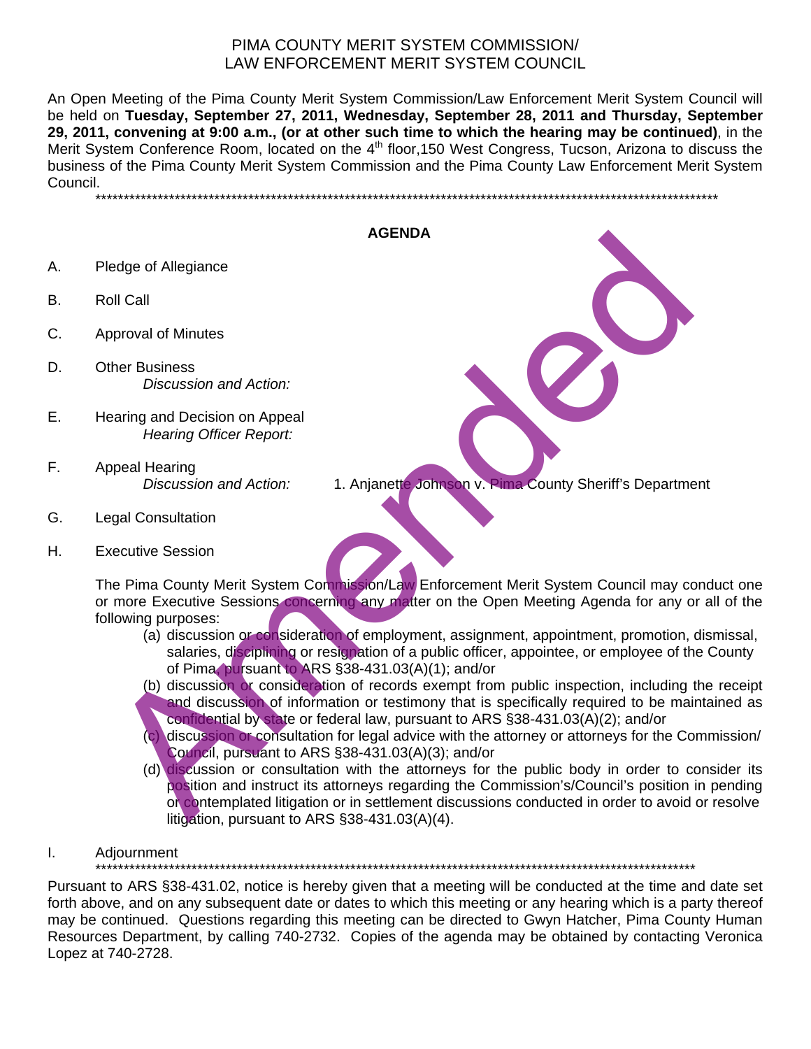# PIMA COUNTY MERIT SYSTEM COMMISSION/ LAW ENFORCEMENT MERIT SYSTEM COUNCIL

An Open Meeting of the Pima County Merit System Commission/Law Enforcement Merit System Council will be held on **Tuesday, September 27, 2011, Wednesday, September 28, 2011 and Thursday, September 29, 2011, convening at 9:00 a.m., (or at other such time to which the hearing may be continued)**, in the Merit System Conference Room, located on the 4th floor,150 West Congress, Tucson, Arizona to discuss the business of the Pima County Merit System Commission and the Pima County Law Enforcement Merit System Council.

\*\*\*\*\*\*\*\*\*\*\*\*\*\*\*\*\*\*\*\*\*\*\*\*\*\*\*\*\*\*\*\*\*\*\*\*\*\*\*\*\*\*\*\*\*\*\*\*\*\*\*\*\*\*\*\*\*\*\*\*\*\*\*\*\*\*\*\*\*\*\*\*\*\*\*\*\*\*\*\*\*\*\*\*\*\*\*\*\*\*\*\*\*\*\*\*\*\*\*\*\*\*\*\*\*\*\*\*\*

## AGENDA

A. Pledge of Allegiance

B. Roll Call

C. Approval of Minutes

D. Other Business
   *Discussion and Action:*

E. Hearing and Decision on Appeal
   *Hearing Officer Report:*

F. Appeal Hearing
   *Discussion and Action:* 1. Anjanette Johnson v. Pima County Sheriff's Department

G. Legal Consultation

H. Executive Session

The Pima County Merit System Commission/Law Enforcement Merit System Council may conduct one or more Executive Sessions concerning any matter on the Open Meeting Agenda for any or all of the following purposes:

(a) discussion or consideration of employment, assignment, appointment, promotion, dismissal, salaries, disciplining or resignation of a public officer, appointee, or employee of the County of Pima, pursuant to ARS §38-431.03(A)(1); and/or
(b) discussion or consideration of records exempt from public inspection, including the receipt and discussion of information or testimony that is specifically required to be maintained as confidential by state or federal law, pursuant to ARS §38-431.03(A)(2); and/or
(c) discussion or consultation for legal advice with the attorney or attorneys for the Commission/ Council, pursuant to ARS §38-431.03(A)(3); and/or
(d) discussion or consultation with the attorneys for the public body in order to consider its position and instruct its attorneys regarding the Commission's/Council's position in pending or contemplated litigation or in settlement discussions conducted in order to avoid or resolve litigation, pursuant to ARS §38-431.03(A)(4).

I. Adjournment

\*\*\*\*\*\*\*\*\*\*\*\*\*\*\*\*\*\*\*\*\*\*\*\*\*\*\*\*\*\*\*\*\*\*\*\*\*\*\*\*\*\*\*\*\*\*\*\*\*\*\*\*\*\*\*\*\*\*\*\*\*\*\*\*\*\*\*\*\*\*\*\*\*\*\*\*\*\*\*\*\*\*\*\*\*\*\*\*\*\*\*\*\*\*\*\*\*\*\*\*\*\*\*\*\*\*

Pursuant to ARS §38-431.02, notice is hereby given that a meeting will be conducted at the time and date set forth above, and on any subsequent date or dates to which this meeting or any hearing which is a party thereof may be continued. Questions regarding this meeting can be directed to Gwyn Hatcher, Pima County Human Resources Department, by calling 740-2732. Copies of the agenda may be obtained by contacting Veronica Lopez at 740-2728.

Amended